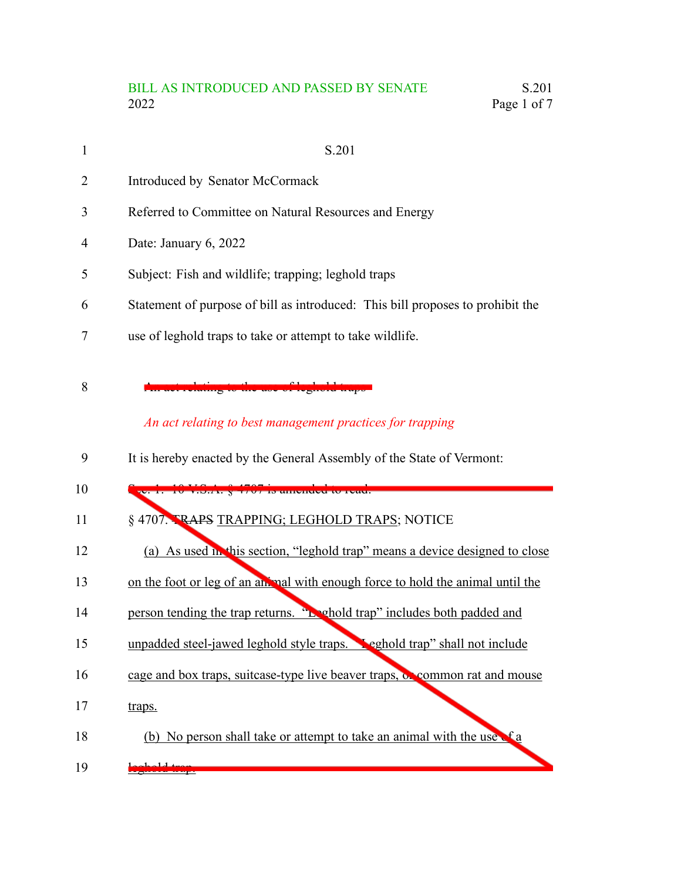BILL AS INTRODUCED AND PASSED BY SENATE
2022

S.201

Introduced by Senator McCormack

Referred to Committee on Natural Resources and Energy

Date: January 6, 2022

Subject: Fish and wildlife; trapping; leghold traps

Statement of purpose of bill as introduced: This bill proposes to prohibit the use of leghold traps to take or attempt to take wildlife.

~~An act relating to the use of leghold traps~~

*An act relating to best management practices for trapping*

It is hereby enacted by the General Assembly of the State of Vermont:

~~Sec. 1. 10 V.S.A. § 4707 is amended to read:~~

~~§ 4707. TRAPS TRAPPING; LEGHOLD TRAPS; NOTICE~~

~~(a) As used in this section, "leghold trap" means a device designed to close on the foot or leg of an animal with enough force to hold the animal until the person tending the trap returns. "Leghold trap" includes both padded and unpadded steel-jawed leghold style traps. "Leghold trap" shall not include cage and box traps, suitcase-type live beaver traps, or common rat and mouse traps.~~

~~(b) No person shall take or attempt to take an animal with the use of a leghold trap.~~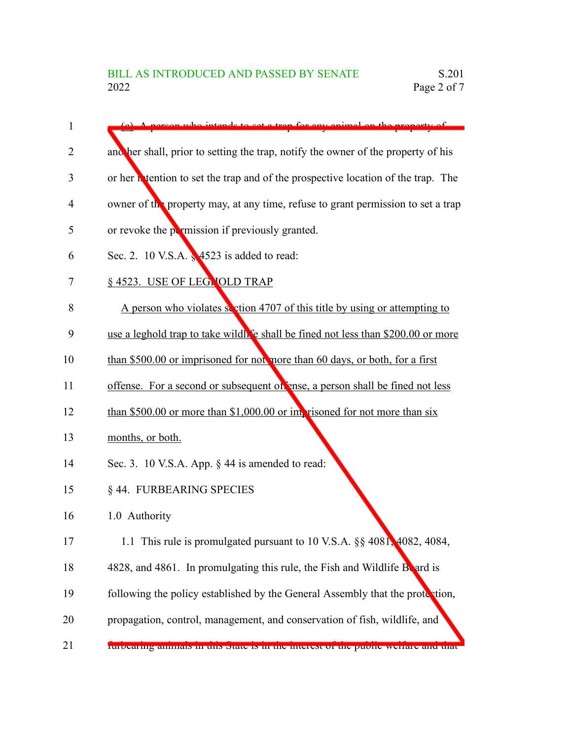(c) A person who intends to set a trap for any animal on the property of another shall, prior to setting the trap, notify the owner of the property of his or her intention to set the trap and of the prospective location of the trap. The owner of the property may, at any time, refuse to grant permission to set a trap or revoke the permission if previously granted.

Sec. 2. 10 V.S.A. § 4523 is added to read:

§ 4523. USE OF LEGHOLD TRAP

A person who violates section 4707 of this title by using or attempting to use a leghold trap to take wildlife shall be fined not less than $200.00 or more than $500.00 or imprisoned for not more than 60 days, or both, for a first offense. For a second or subsequent offense, a person shall be fined not less than $500.00 or more than $1,000.00 or imprisoned for not more than six months, or both.

Sec. 3. 10 V.S.A. App. § 44 is amended to read:

§ 44. FURBEARING SPECIES

1.0 Authority

1.1 This rule is promulgated pursuant to 10 V.S.A. §§ 4081, 4082, 4084, 4828, and 4861. In promulgating this rule, the Fish and Wildlife Board is following the policy established by the General Assembly that the protection, propagation, control, management, and conservation of fish, wildlife, and furbearing animals in this State is in the interest of the public welfare and that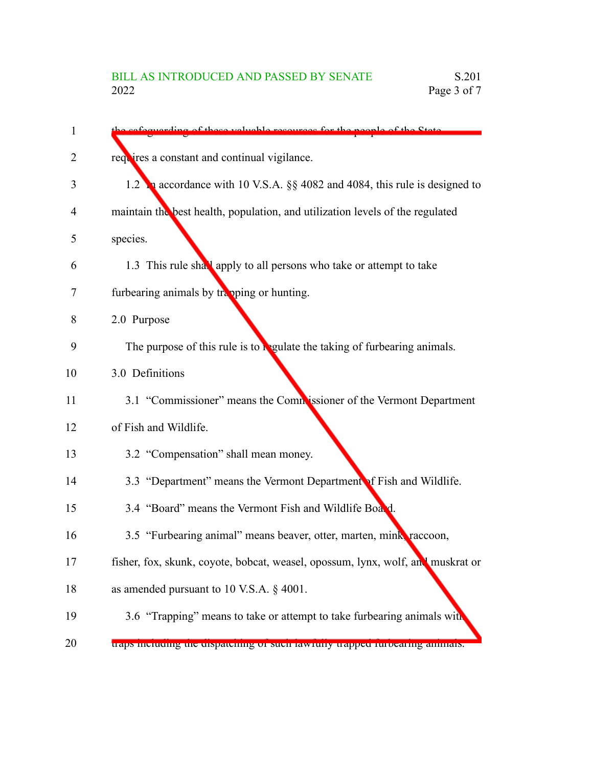the safeguarding of these valuable resources for the people of the State requires a constant and continual vigilance.

1.2 In accordance with 10 V.S.A. §§ 4082 and 4084, this rule is designed to maintain the best health, population, and utilization levels of the regulated species.

1.3 This rule shall apply to all persons who take or attempt to take furbearing animals by trapping or hunting.

2.0 Purpose

The purpose of this rule is to regulate the taking of furbearing animals.

3.0 Definitions

3.1 "Commissioner" means the Commissioner of the Vermont Department of Fish and Wildlife.

3.2 "Compensation" shall mean money.

3.3 "Department" means the Vermont Department of Fish and Wildlife.

3.4 "Board" means the Vermont Fish and Wildlife Board.

3.5 "Furbearing animal" means beaver, otter, marten, mink, raccoon, fisher, fox, skunk, coyote, bobcat, weasel, opossum, lynx, wolf, and muskrat or as amended pursuant to 10 V.S.A. § 4001.

3.6 "Trapping" means to take or attempt to take furbearing animals with traps including the dispatching of such lawfully trapped furbearing animals.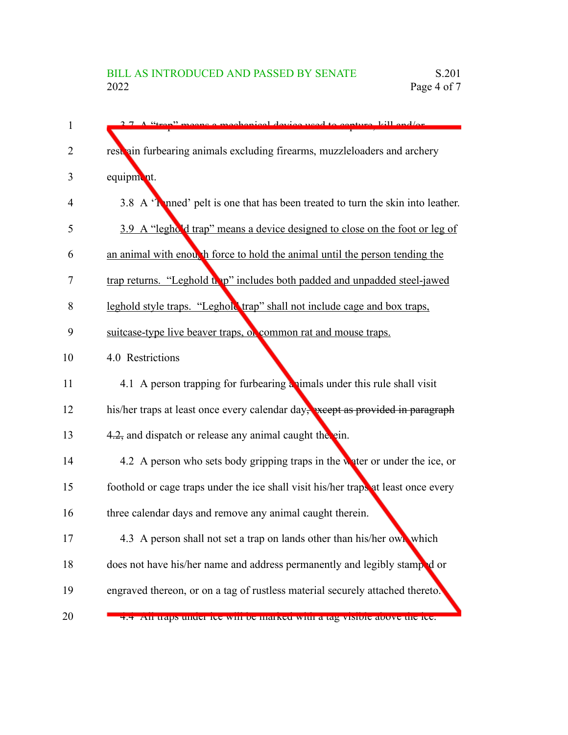3.7 A "trap" means a mechanical device used to capture, kill and/or restrain furbearing animals excluding firearms, muzzleloaders and archery equipment.

3.8 A 'Tanned' pelt is one that has been treated to turn the skin into leather.

<u>3.9 A "leghold trap" means a device designed to close on the foot or leg of an animal with enough force to hold the animal until the person tending the trap returns. "Leghold trap" includes both padded and unpadded steel-jawed leghold style traps. "Leghold trap" shall not include cage and box traps, suitcase-type live beaver traps, or common rat and mouse traps.</u>

4.0 Restrictions

4.1 A person trapping for furbearing animals under this rule shall visit his/her traps at least once every calendar day, ~~except as provided in paragraph 4.2,~~ and dispatch or release any animal caught therein.

4.2 A person who sets body gripping traps in the water or under the ice, or foothold or cage traps under the ice shall visit his/her traps at least once every three calendar days and remove any animal caught therein.

4.3 A person shall not set a trap on lands other than his/her own which does not have his/her name and address permanently and legibly stamped or engraved thereon, or on a tag of rustless material securely attached thereto.

4.4 All traps under ice will be marked with a tag visible above the ice.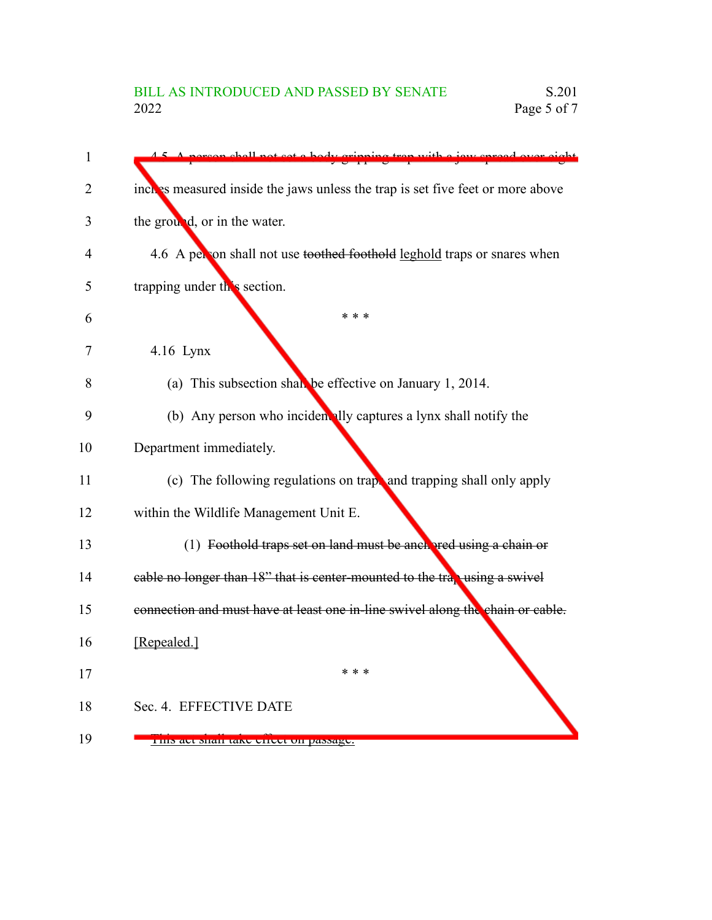4.5 A person shall not set a body gripping trap with a jaw spread over eight inches measured inside the jaws unless the trap is set five feet or more above the ground, or in the water.

4.6 A person shall not use ~~toothed foothold~~ <u>leghold</u> traps or snares when trapping under this section.

\* \* \*

4.16 Lynx

(a) This subsection shall be effective on January 1, 2014.

(b) Any person who incidentally captures a lynx shall notify the Department immediately.

(c) The following regulations on traps and trapping shall only apply within the Wildlife Management Unit E.

(1) ~~Foothold traps set on land must be anchored using a chain or cable no longer than 18" that is center-mounted to the trap using a swivel connection and must have at least one in-line swivel along the chain or cable.~~ <u>[Repealed.]</u>

\* \* \*

Sec. 4. EFFECTIVE DATE

<u>This act shall take effect on passage.</u>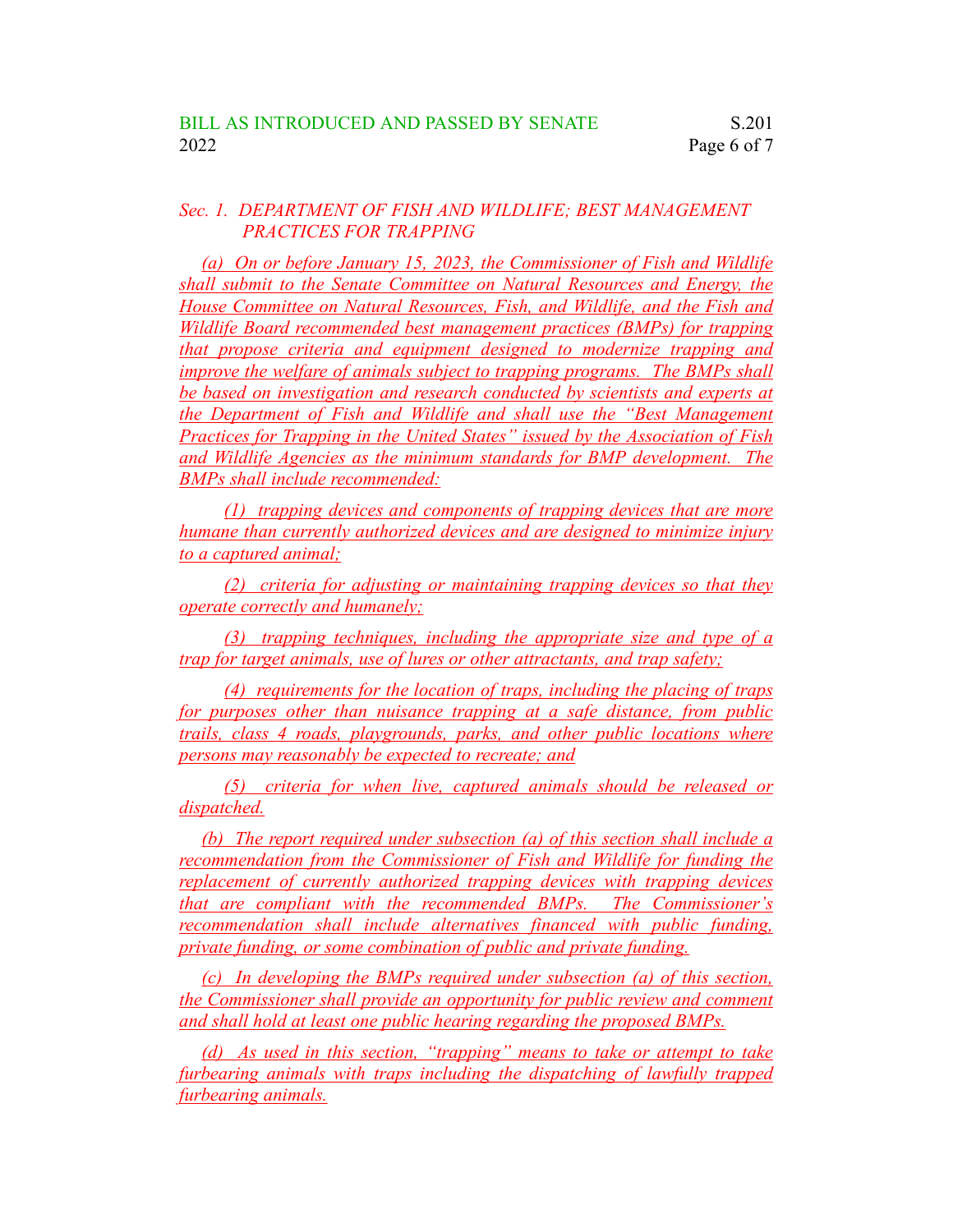*Sec. 1. DEPARTMENT OF FISH AND WILDLIFE; BEST MANAGEMENT PRACTICES FOR TRAPPING*

*(a) On or before January 15, 2023, the Commissioner of Fish and Wildlife shall submit to the Senate Committee on Natural Resources and Energy, the House Committee on Natural Resources, Fish, and Wildlife, and the Fish and Wildlife Board recommended best management practices (BMPs) for trapping that propose criteria and equipment designed to modernize trapping and improve the welfare of animals subject to trapping programs. The BMPs shall be based on investigation and research conducted by scientists and experts at the Department of Fish and Wildlife and shall use the "Best Management Practices for Trapping in the United States" issued by the Association of Fish and Wildlife Agencies as the minimum standards for BMP development. The BMPs shall include recommended:*

*(1) trapping devices and components of trapping devices that are more humane than currently authorized devices and are designed to minimize injury to a captured animal;*

*(2) criteria for adjusting or maintaining trapping devices so that they operate correctly and humanely;*

*(3) trapping techniques, including the appropriate size and type of a trap for target animals, use of lures or other attractants, and trap safety;*

*(4) requirements for the location of traps, including the placing of traps for purposes other than nuisance trapping at a safe distance, from public trails, class 4 roads, playgrounds, parks, and other public locations where persons may reasonably be expected to recreate; and*

*(5) criteria for when live, captured animals should be released or dispatched.*

*(b) The report required under subsection (a) of this section shall include a recommendation from the Commissioner of Fish and Wildlife for funding the replacement of currently authorized trapping devices with trapping devices that are compliant with the recommended BMPs. The Commissioner's recommendation shall include alternatives financed with public funding, private funding, or some combination of public and private funding.*

*(c) In developing the BMPs required under subsection (a) of this section, the Commissioner shall provide an opportunity for public review and comment and shall hold at least one public hearing regarding the proposed BMPs.*

*(d) As used in this section, "trapping" means to take or attempt to take furbearing animals with traps including the dispatching of lawfully trapped furbearing animals.*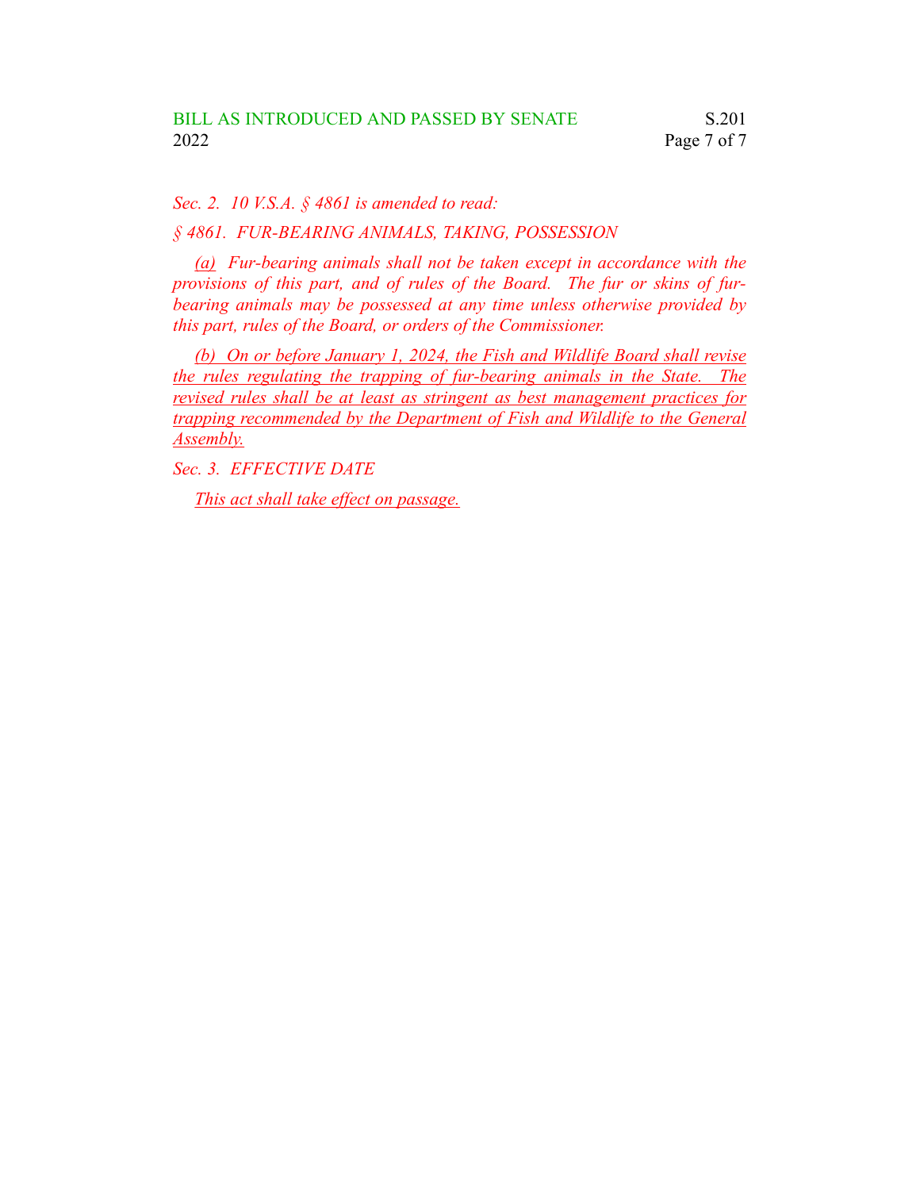*Sec. 2. 10 V.S.A. § 4861 is amended to read:*

*§ 4861. FUR-BEARING ANIMALS, TAKING, POSSESSION*

*(a) Fur-bearing animals shall not be taken except in accordance with the provisions of this part, and of rules of the Board. The fur or skins of fur-bearing animals may be possessed at any time unless otherwise provided by this part, rules of the Board, or orders of the Commissioner.*

*(b) On or before January 1, 2024, the Fish and Wildlife Board shall revise the rules regulating the trapping of fur-bearing animals in the State. The revised rules shall be at least as stringent as best management practices for trapping recommended by the Department of Fish and Wildlife to the General Assembly.*

*Sec. 3. EFFECTIVE DATE*

*This act shall take effect on passage.*